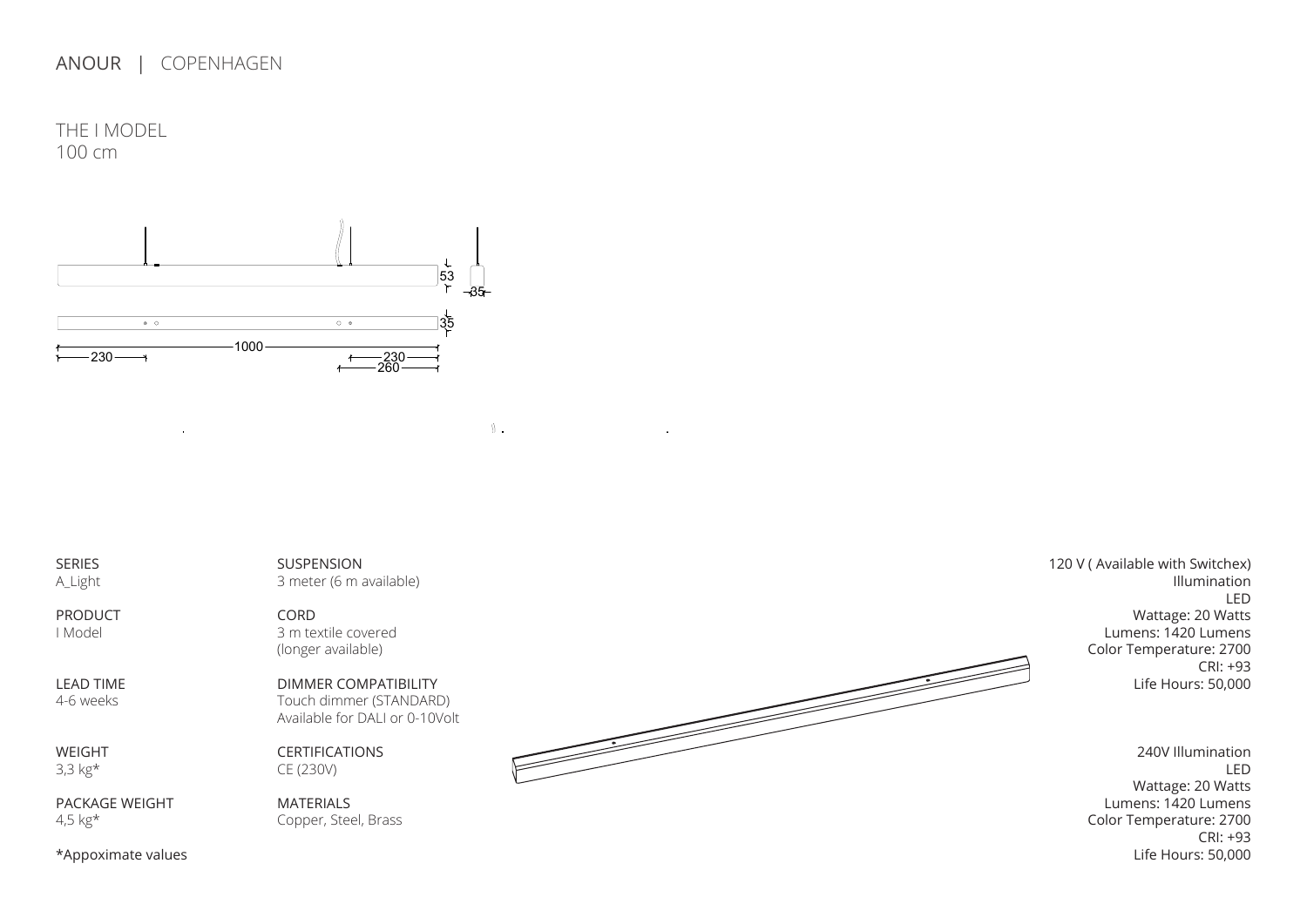ANOUR | COPENHAGEN

# THE I MODEL
100 cm

53
35
35
1000
230
230
260

SERIES
A_Light

PRODUCT
I Model

LEAD TIME
4-6 weeks

WEIGHT
3,3 kg*

PACKAGE WEIGHT
4,5 kg*

*Appoximate values

SUSPENSION
3 meter (6 m available)

CORD
3 m textile covered
(longer available)

DIMMER COMPATIBILITY
Touch dimmer (STANDARD)
Available for DALI or 0-10Volt

CERTIFICATIONS
CE (230V)

MATERIALS
Copper, Steel, Brass

120 V ( Available with Switchex)
Illumination
LED
Wattage: 20 Watts
Lumens: 1420 Lumens
Color Temperature: 2700
CRI: +93
Life Hours: 50,000

240V Illumination
LED
Wattage: 20 Watts
Lumens: 1420 Lumens
Color Temperature: 2700
CRI: +93
Life Hours: 50,000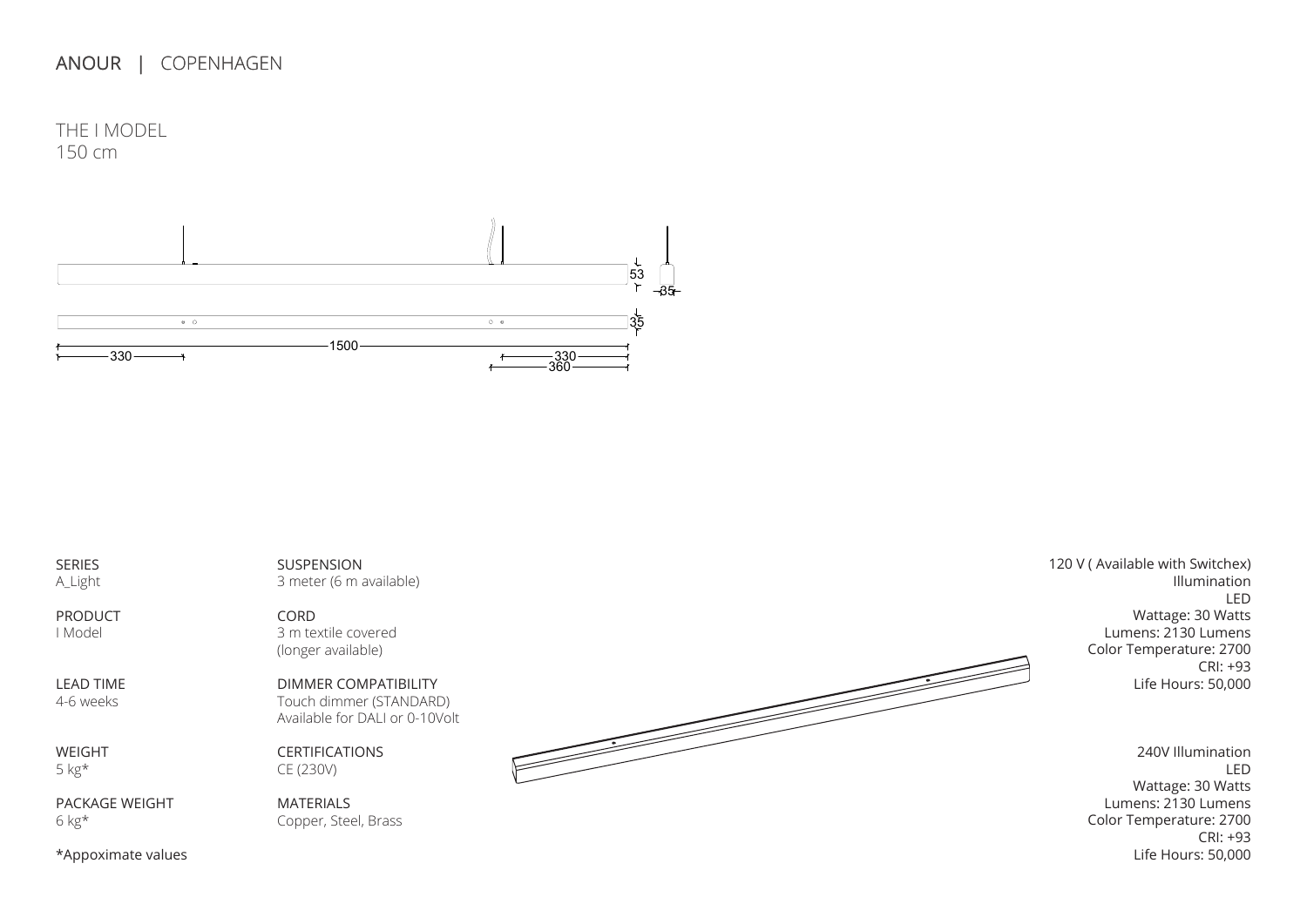ANOUR | COPENHAGEN

# THE I MODEL
150 cm

SERIES
A_Light

PRODUCT
I Model

LEAD TIME
4-6 weeks

WEIGHT
5 kg*

PACKAGE WEIGHT
6 kg*

*Appoximate values

SUSPENSION
3 meter (6 m available)

CORD
3 m textile covered
(longer available)

DIMMER COMPATIBILITY
Touch dimmer (STANDARD)
Available for DALI or 0-10Volt

CERTIFICATIONS
CE (230V)

MATERIALS
Copper, Steel, Brass

120 V ( Available with Switchex)
Illumination
LED
Wattage: 30 Watts
Lumens: 2130 Lumens
Color Temperature: 2700
CRI: +93
Life Hours: 50,000

240V Illumination
LED
Wattage: 30 Watts
Lumens: 2130 Lumens
Color Temperature: 2700
CRI: +93
Life Hours: 50,000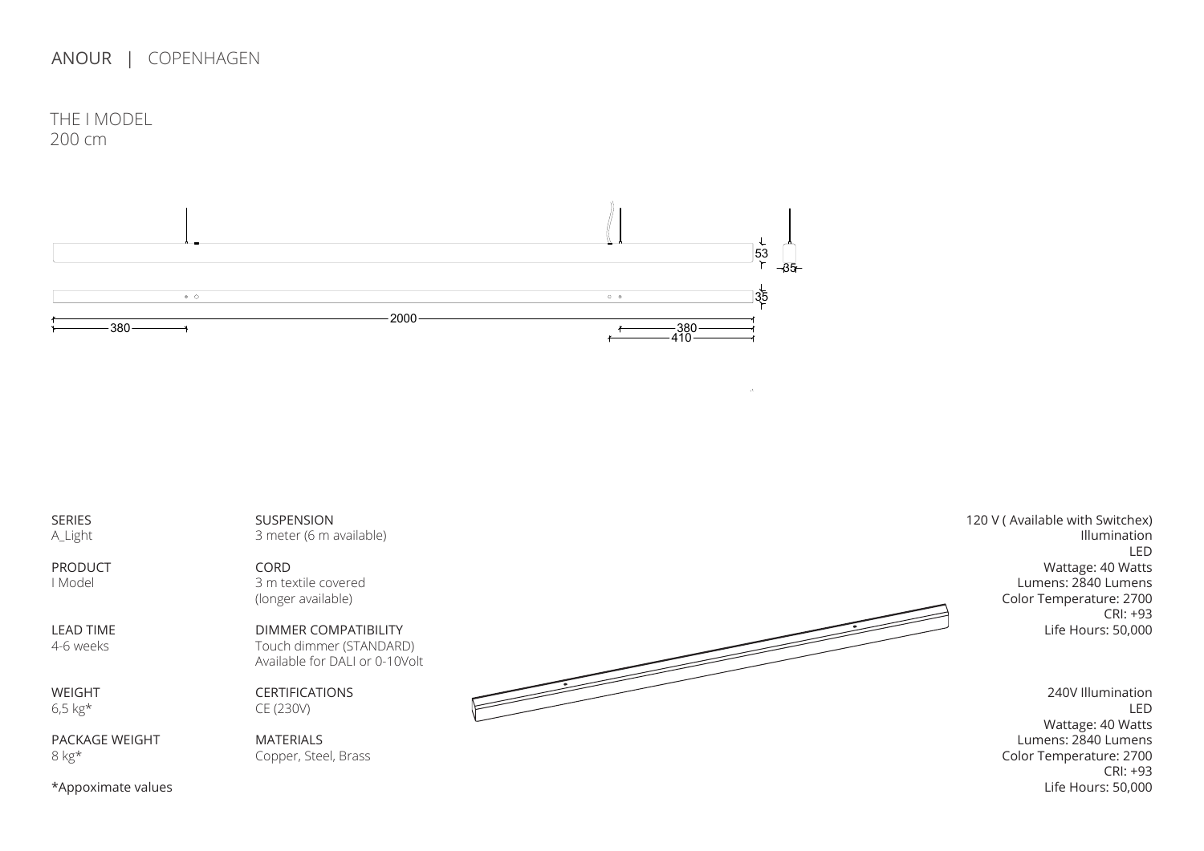ANOUR | COPENHAGEN

# THE I MODEL
200 cm

53

35

35

2000

380

380

410

SERIES
A_Light

PRODUCT
I Model

LEAD TIME
4-6 weeks

WEIGHT
6,5 kg*

PACKAGE WEIGHT
8 kg*

*Appoximate values

SUSPENSION
3 meter (6 m available)

CORD
3 m textile covered
(longer available)

DIMMER COMPATIBILITY
Touch dimmer (STANDARD)
Available for DALI or 0-10Volt

CERTIFICATIONS
CE (230V)

MATERIALS
Copper, Steel, Brass

120 V ( Available with Switchex)
Illumination
LED
Wattage: 40 Watts
Lumens: 2840 Lumens
Color Temperature: 2700
CRI: +93
Life Hours: 50,000

240V Illumination
LED
Wattage: 40 Watts
Lumens: 2840 Lumens
Color Temperature: 2700
CRI: +93
Life Hours: 50,000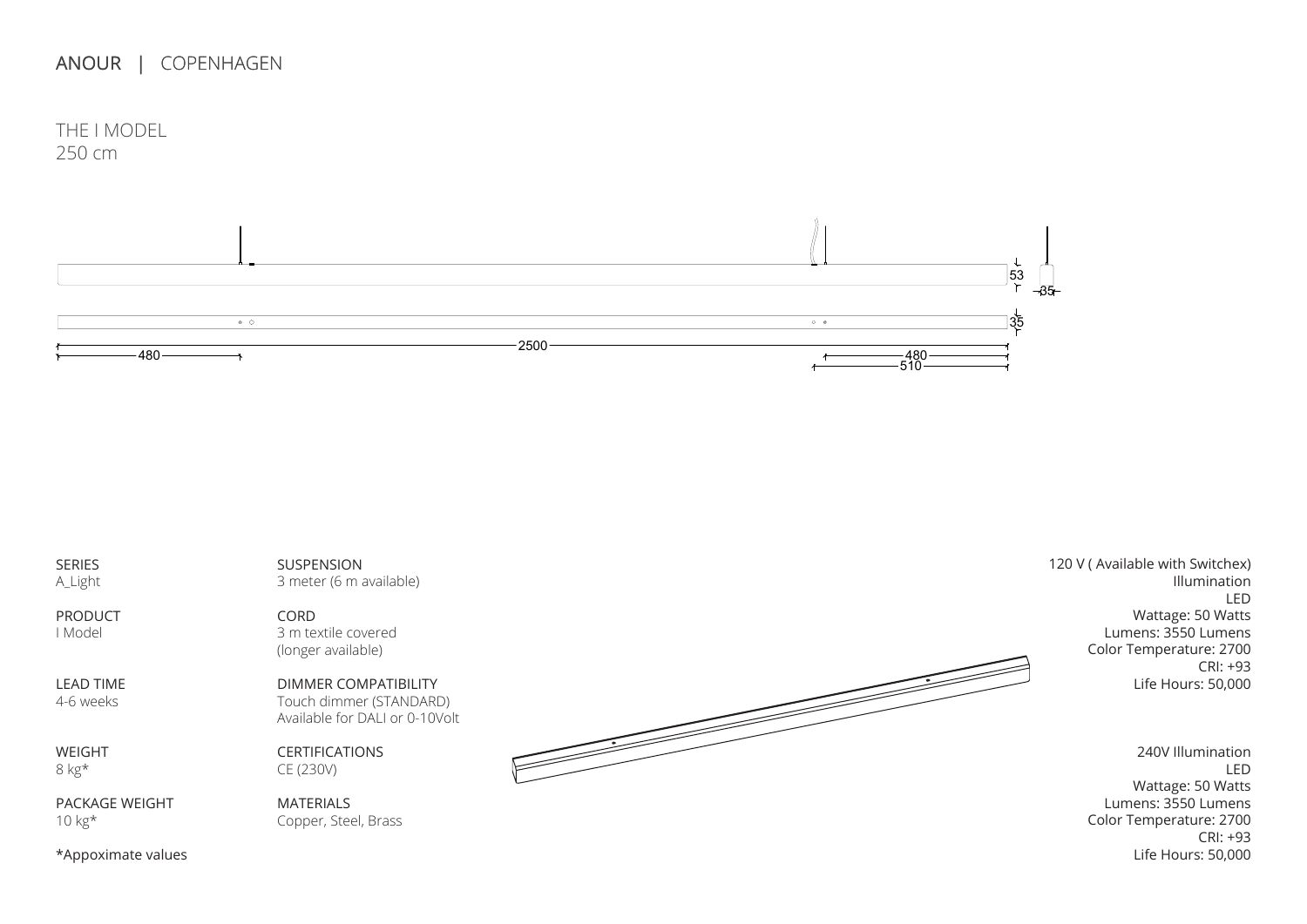ANOUR | COPENHAGEN

# THE I MODEL

250 cm

53

35

35

480

2500

480

510

SERIES
A_Light

PRODUCT
I Model

LEAD TIME
4-6 weeks

WEIGHT
8 kg*

PACKAGE WEIGHT
10 kg*

*Appoximate values

SUSPENSION
3 meter (6 m available)

CORD
3 m textile covered
(longer available)

DIMMER COMPATIBILITY
Touch dimmer (STANDARD)
Available for DALI or 0-10Volt

CERTIFICATIONS
CE (230V)

MATERIALS
Copper, Steel, Brass

120 V ( Available with Switchex)
Illumination
LED
Wattage: 50 Watts
Lumens: 3550 Lumens
Color Temperature: 2700
CRI: +93
Life Hours: 50,000

240V Illumination
LED
Wattage: 50 Watts
Lumens: 3550 Lumens
Color Temperature: 2700
CRI: +93
Life Hours: 50,000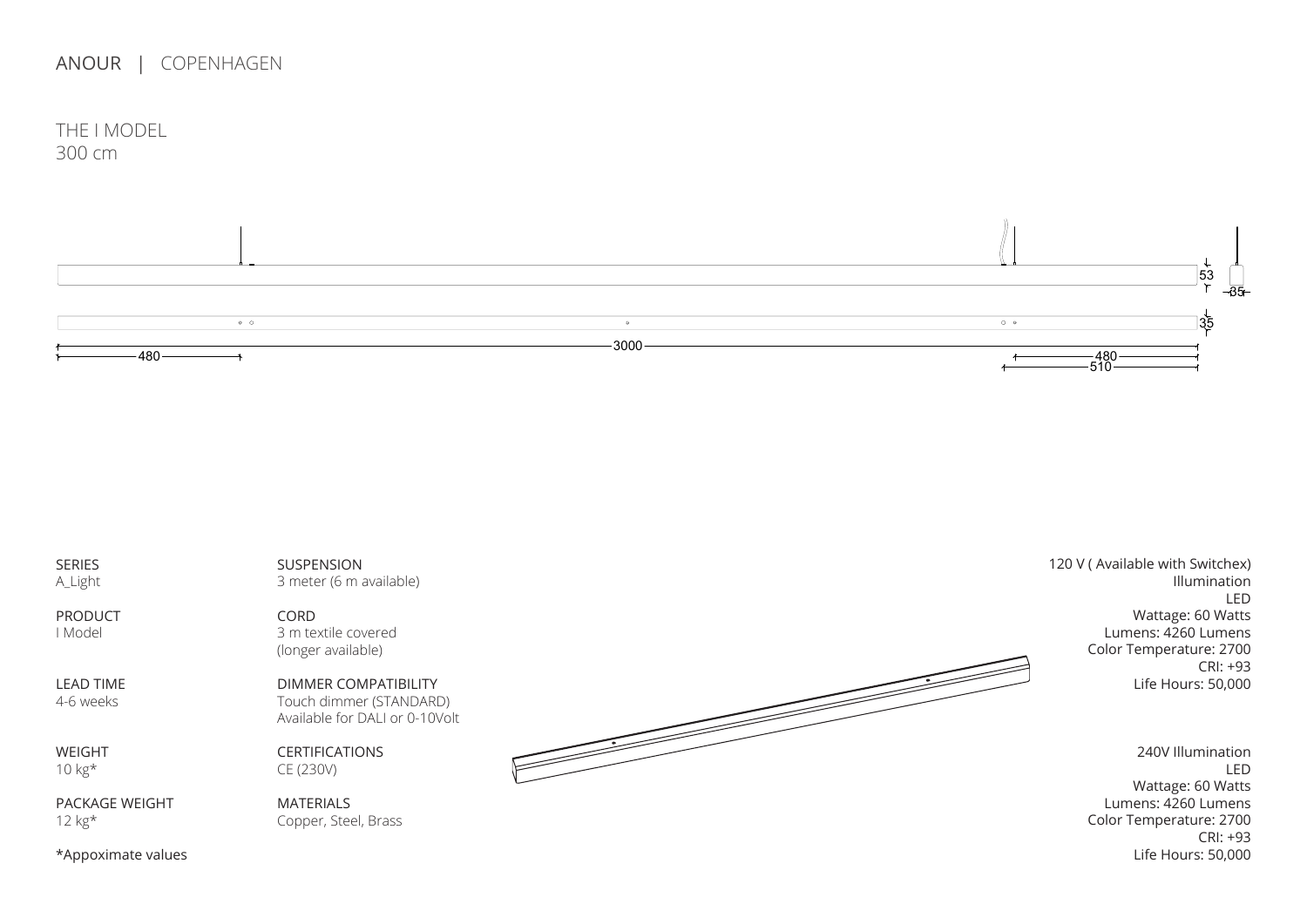ANOUR | COPENHAGEN

# THE I MODEL
300 cm

53
35
35
480
3000
480
510

SERIES
A_Light

PRODUCT
I Model

LEAD TIME
4-6 weeks

WEIGHT
10 kg*

PACKAGE WEIGHT
12 kg*

*Appoximate values

SUSPENSION
3 meter (6 m available)

CORD
3 m textile covered
(longer available)

DIMMER COMPATIBILITY
Touch dimmer (STANDARD)
Available for DALI or 0-10Volt

CERTIFICATIONS
CE (230V)

MATERIALS
Copper, Steel, Brass

120 V ( Available with Switchex)
Illumination
LED
Wattage: 60 Watts
Lumens: 4260 Lumens
Color Temperature: 2700
CRI: +93
Life Hours: 50,000

240V Illumination
LED
Wattage: 60 Watts
Lumens: 4260 Lumens
Color Temperature: 2700
CRI: +93
Life Hours: 50,000